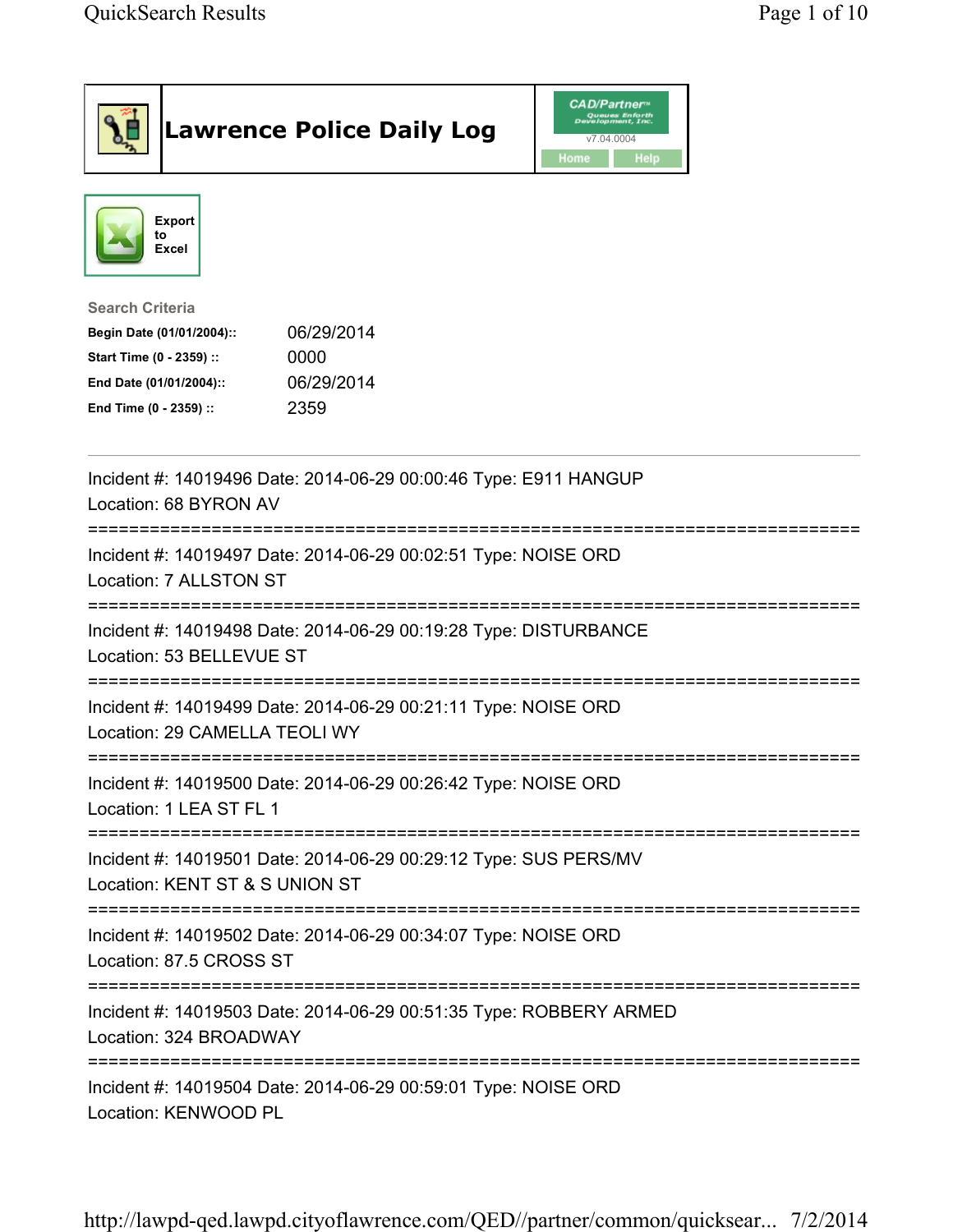# Lawrence Police Daily Log

CAD/Partner™ Queues Enforth Development, Inc.
v7.04.0004

Home | Help

Export to Excel

**Search Criteria**

| | |
|---|---|
| **Begin Date (01/01/2004)::** | 06/29/2014 |
| **Start Time (0 - 2359) ::** | 0000 |
| **End Date (01/01/2004)::** | 06/29/2014 |
| **End Time (0 - 2359) ::** | 2359 |

---

Incident #: 14019496 Date: 2014-06-29 00:00:46 Type: E911 HANGUP
Location: 68 BYRON AV

===========================================================================

Incident #: 14019497 Date: 2014-06-29 00:02:51 Type: NOISE ORD
Location: 7 ALLSTON ST

===========================================================================

Incident #: 14019498 Date: 2014-06-29 00:19:28 Type: DISTURBANCE
Location: 53 BELLEVUE ST

===========================================================================

Incident #: 14019499 Date: 2014-06-29 00:21:11 Type: NOISE ORD
Location: 29 CAMELLA TEOLI WY

===========================================================================

Incident #: 14019500 Date: 2014-06-29 00:26:42 Type: NOISE ORD
Location: 1 LEA ST FL 1

===========================================================================

Incident #: 14019501 Date: 2014-06-29 00:29:12 Type: SUS PERS/MV
Location: KENT ST & S UNION ST

===========================================================================

Incident #: 14019502 Date: 2014-06-29 00:34:07 Type: NOISE ORD
Location: 87.5 CROSS ST

===========================================================================

Incident #: 14019503 Date: 2014-06-29 00:51:35 Type: ROBBERY ARMED
Location: 324 BROADWAY

===========================================================================

Incident #: 14019504 Date: 2014-06-29 00:59:01 Type: NOISE ORD
Location: KENWOOD PL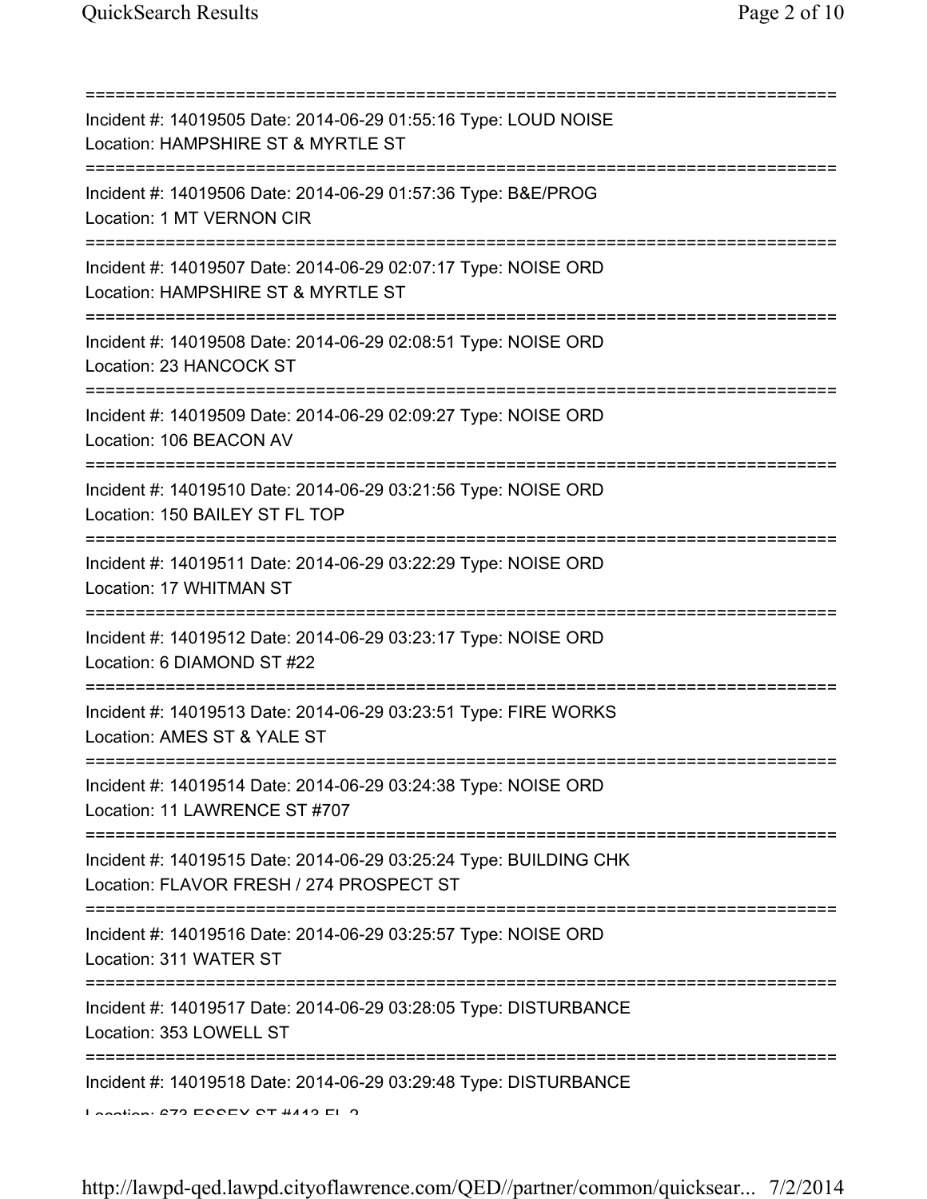===========================================================================

Incident #: 14019505 Date: 2014-06-29 01:55:16 Type: LOUD NOISE
Location: HAMPSHIRE ST & MYRTLE ST

===========================================================================

Incident #: 14019506 Date: 2014-06-29 01:57:36 Type: B&E/PROG
Location: 1 MT VERNON CIR

===========================================================================

Incident #: 14019507 Date: 2014-06-29 02:07:17 Type: NOISE ORD
Location: HAMPSHIRE ST & MYRTLE ST

===========================================================================

Incident #: 14019508 Date: 2014-06-29 02:08:51 Type: NOISE ORD
Location: 23 HANCOCK ST

===========================================================================

Incident #: 14019509 Date: 2014-06-29 02:09:27 Type: NOISE ORD
Location: 106 BEACON AV

===========================================================================

Incident #: 14019510 Date: 2014-06-29 03:21:56 Type: NOISE ORD
Location: 150 BAILEY ST FL TOP

===========================================================================

Incident #: 14019511 Date: 2014-06-29 03:22:29 Type: NOISE ORD
Location: 17 WHITMAN ST

===========================================================================

Incident #: 14019512 Date: 2014-06-29 03:23:17 Type: NOISE ORD
Location: 6 DIAMOND ST #22

===========================================================================

Incident #: 14019513 Date: 2014-06-29 03:23:51 Type: FIRE WORKS
Location: AMES ST & YALE ST

===========================================================================

Incident #: 14019514 Date: 2014-06-29 03:24:38 Type: NOISE ORD
Location: 11 LAWRENCE ST #707

===========================================================================

Incident #: 14019515 Date: 2014-06-29 03:25:24 Type: BUILDING CHK
Location: FLAVOR FRESH / 274 PROSPECT ST

===========================================================================

Incident #: 14019516 Date: 2014-06-29 03:25:57 Type: NOISE ORD
Location: 311 WATER ST

===========================================================================

Incident #: 14019517 Date: 2014-06-29 03:28:05 Type: DISTURBANCE
Location: 353 LOWELL ST

===========================================================================

Incident #: 14019518 Date: 2014-06-29 03:29:48 Type: DISTURBANCE
Location: 673 ESSEX ST #413 FL 2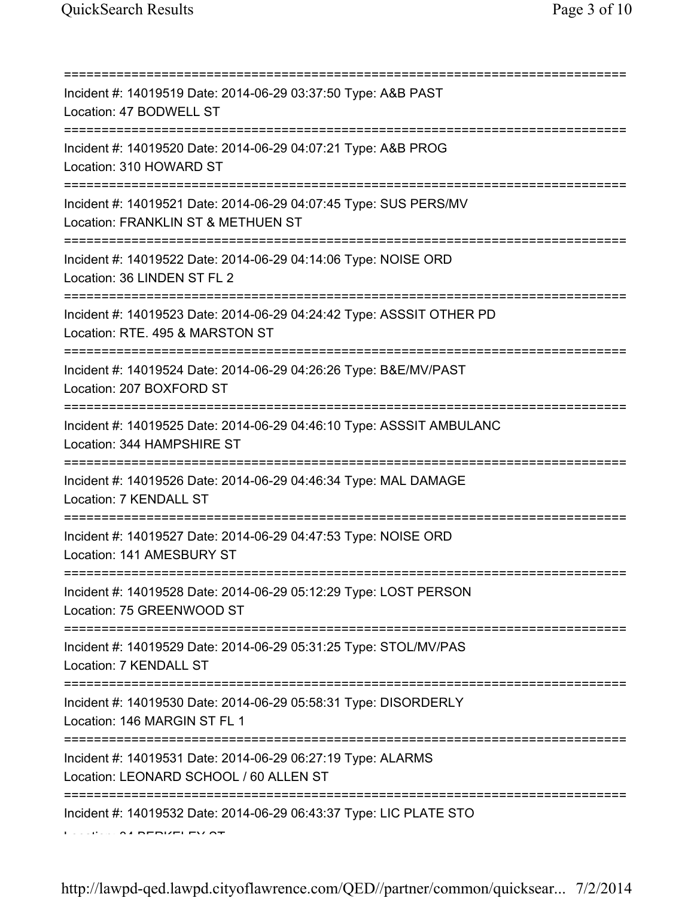===========================================================================
Incident #: 14019519 Date: 2014-06-29 03:37:50 Type: A&B PAST
Location: 47 BODWELL ST
===========================================================================
Incident #: 14019520 Date: 2014-06-29 04:07:21 Type: A&B PROG
Location: 310 HOWARD ST
===========================================================================
Incident #: 14019521 Date: 2014-06-29 04:07:45 Type: SUS PERS/MV
Location: FRANKLIN ST & METHUEN ST
===========================================================================
Incident #: 14019522 Date: 2014-06-29 04:14:06 Type: NOISE ORD
Location: 36 LINDEN ST FL 2
===========================================================================
Incident #: 14019523 Date: 2014-06-29 04:24:42 Type: ASSSIT OTHER PD
Location: RTE. 495 & MARSTON ST
===========================================================================
Incident #: 14019524 Date: 2014-06-29 04:26:26 Type: B&E/MV/PAST
Location: 207 BOXFORD ST
===========================================================================
Incident #: 14019525 Date: 2014-06-29 04:46:10 Type: ASSSIT AMBULANC
Location: 344 HAMPSHIRE ST
===========================================================================
Incident #: 14019526 Date: 2014-06-29 04:46:34 Type: MAL DAMAGE
Location: 7 KENDALL ST
===========================================================================
Incident #: 14019527 Date: 2014-06-29 04:47:53 Type: NOISE ORD
Location: 141 AMESBURY ST
===========================================================================
Incident #: 14019528 Date: 2014-06-29 05:12:29 Type: LOST PERSON
Location: 75 GREENWOOD ST
===========================================================================
Incident #: 14019529 Date: 2014-06-29 05:31:25 Type: STOL/MV/PAS
Location: 7 KENDALL ST
===========================================================================
Incident #: 14019530 Date: 2014-06-29 05:58:31 Type: DISORDERLY
Location: 146 MARGIN ST FL 1
===========================================================================
Incident #: 14019531 Date: 2014-06-29 06:27:19 Type: ALARMS
Location: LEONARD SCHOOL / 60 ALLEN ST
===========================================================================
Incident #: 14019532 Date: 2014-06-29 06:43:37 Type: LIC PLATE STO
Location: 24 BERKELEY ST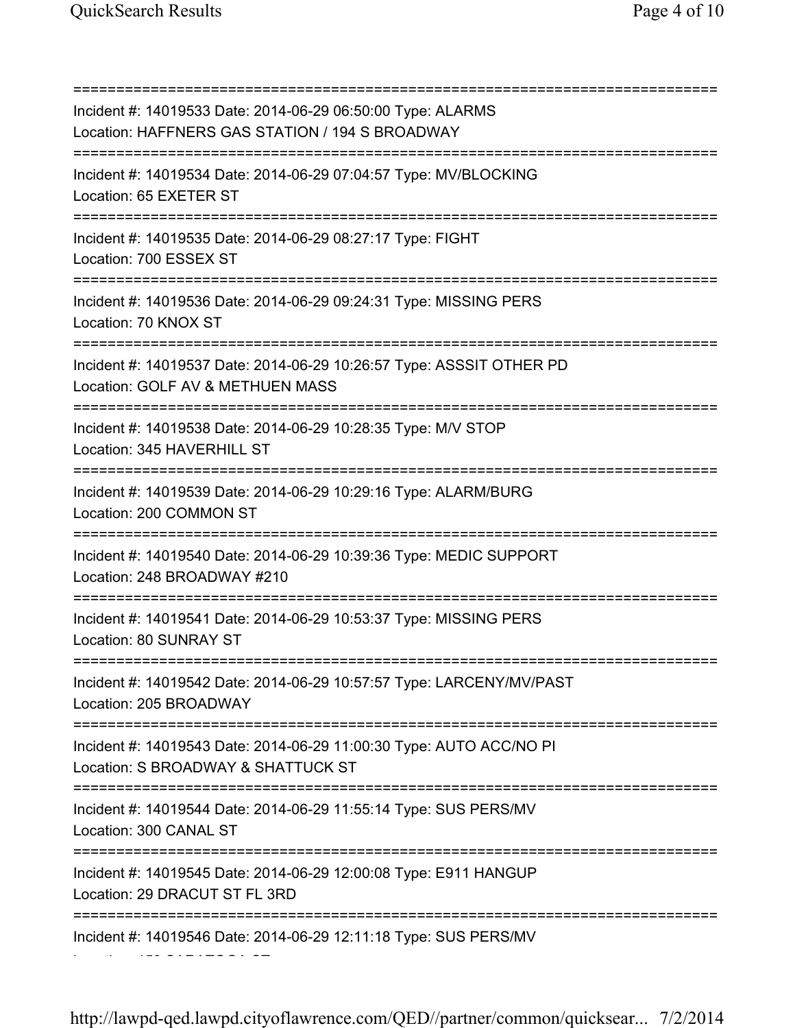===========================================================================

Incident #: 14019533 Date: 2014-06-29 06:50:00 Type: ALARMS
Location: HAFFNERS GAS STATION / 194 S BROADWAY

===========================================================================

Incident #: 14019534 Date: 2014-06-29 07:04:57 Type: MV/BLOCKING
Location: 65 EXETER ST

===========================================================================

Incident #: 14019535 Date: 2014-06-29 08:27:17 Type: FIGHT
Location: 700 ESSEX ST

===========================================================================

Incident #: 14019536 Date: 2014-06-29 09:24:31 Type: MISSING PERS
Location: 70 KNOX ST

===========================================================================

Incident #: 14019537 Date: 2014-06-29 10:26:57 Type: ASSSIT OTHER PD
Location: GOLF AV & METHUEN MASS

===========================================================================

Incident #: 14019538 Date: 2014-06-29 10:28:35 Type: M/V STOP
Location: 345 HAVERHILL ST

===========================================================================

Incident #: 14019539 Date: 2014-06-29 10:29:16 Type: ALARM/BURG
Location: 200 COMMON ST

===========================================================================

Incident #: 14019540 Date: 2014-06-29 10:39:36 Type: MEDIC SUPPORT
Location: 248 BROADWAY #210

===========================================================================

Incident #: 14019541 Date: 2014-06-29 10:53:37 Type: MISSING PERS
Location: 80 SUNRAY ST

===========================================================================

Incident #: 14019542 Date: 2014-06-29 10:57:57 Type: LARCENY/MV/PAST
Location: 205 BROADWAY

===========================================================================

Incident #: 14019543 Date: 2014-06-29 11:00:30 Type: AUTO ACC/NO PI
Location: S BROADWAY & SHATTUCK ST

===========================================================================

Incident #: 14019544 Date: 2014-06-29 11:55:14 Type: SUS PERS/MV
Location: 300 CANAL ST

===========================================================================

Incident #: 14019545 Date: 2014-06-29 12:00:08 Type: E911 HANGUP
Location: 29 DRACUT ST FL 3RD

===========================================================================

Incident #: 14019546 Date: 2014-06-29 12:11:18 Type: SUS PERS/MV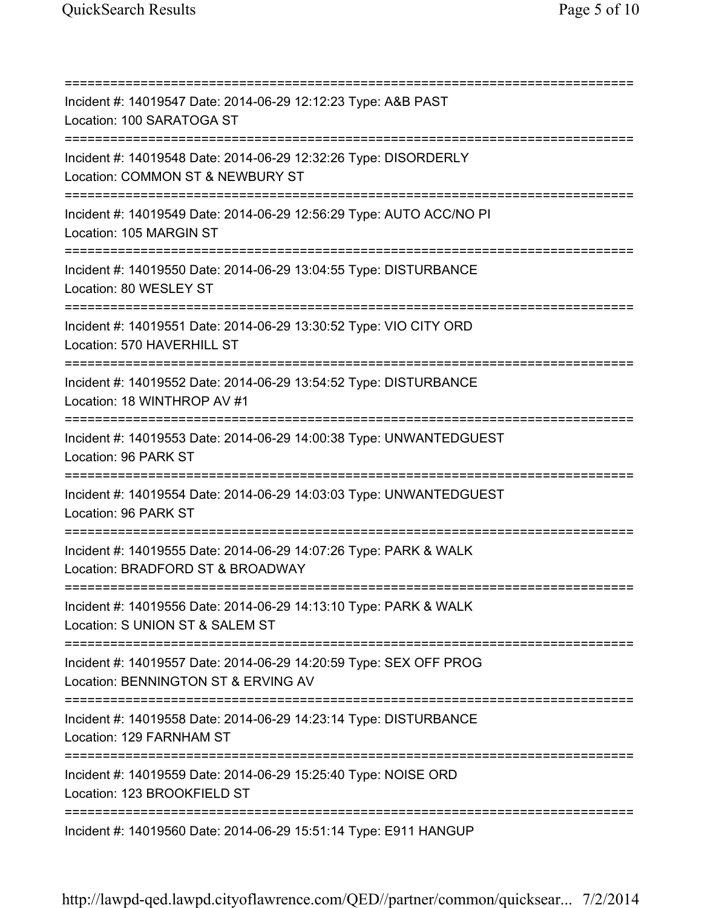===========================================================================

Incident #: 14019547 Date: 2014-06-29 12:12:23 Type: A&B PAST
Location: 100 SARATOGA ST

===========================================================================

Incident #: 14019548 Date: 2014-06-29 12:32:26 Type: DISORDERLY
Location: COMMON ST & NEWBURY ST

===========================================================================

Incident #: 14019549 Date: 2014-06-29 12:56:29 Type: AUTO ACC/NO PI
Location: 105 MARGIN ST

===========================================================================

Incident #: 14019550 Date: 2014-06-29 13:04:55 Type: DISTURBANCE
Location: 80 WESLEY ST

===========================================================================

Incident #: 14019551 Date: 2014-06-29 13:30:52 Type: VIO CITY ORD
Location: 570 HAVERHILL ST

===========================================================================

Incident #: 14019552 Date: 2014-06-29 13:54:52 Type: DISTURBANCE
Location: 18 WINTHROP AV #1

===========================================================================

Incident #: 14019553 Date: 2014-06-29 14:00:38 Type: UNWANTEDGUEST
Location: 96 PARK ST

===========================================================================

Incident #: 14019554 Date: 2014-06-29 14:03:03 Type: UNWANTEDGUEST
Location: 96 PARK ST

===========================================================================

Incident #: 14019555 Date: 2014-06-29 14:07:26 Type: PARK & WALK
Location: BRADFORD ST & BROADWAY

===========================================================================

Incident #: 14019556 Date: 2014-06-29 14:13:10 Type: PARK & WALK
Location: S UNION ST & SALEM ST

===========================================================================

Incident #: 14019557 Date: 2014-06-29 14:20:59 Type: SEX OFF PROG
Location: BENNINGTON ST & ERVING AV

===========================================================================

Incident #: 14019558 Date: 2014-06-29 14:23:14 Type: DISTURBANCE
Location: 129 FARNHAM ST

===========================================================================

Incident #: 14019559 Date: 2014-06-29 15:25:40 Type: NOISE ORD
Location: 123 BROOKFIELD ST

===========================================================================

Incident #: 14019560 Date: 2014-06-29 15:51:14 Type: E911 HANGUP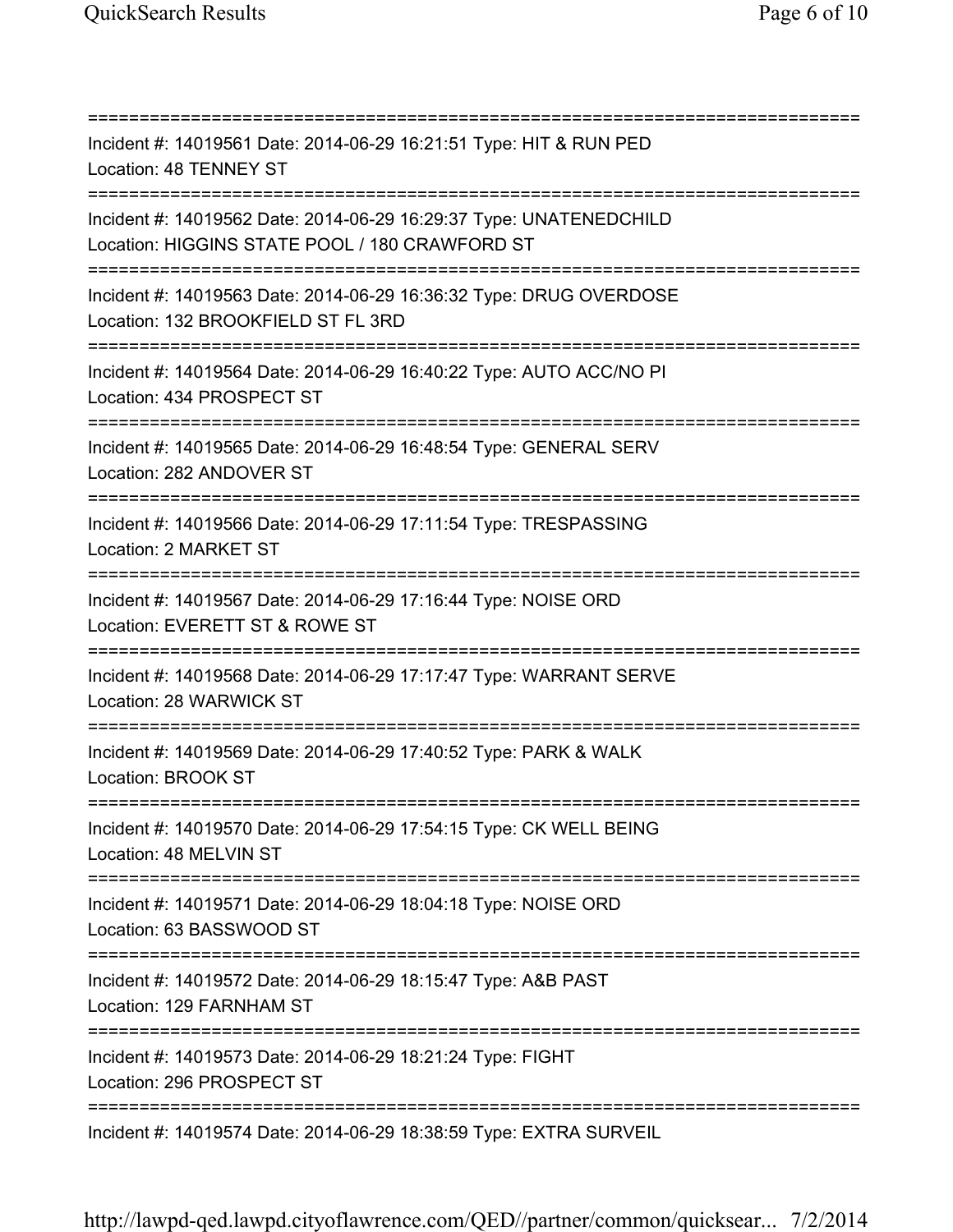=============================================================================
Incident #: 14019561 Date: 2014-06-29 16:21:51 Type: HIT & RUN PED
Location: 48 TENNEY ST
=============================================================================
Incident #: 14019562 Date: 2014-06-29 16:29:37 Type: UNATENEDCHILD
Location: HIGGINS STATE POOL / 180 CRAWFORD ST
=============================================================================
Incident #: 14019563 Date: 2014-06-29 16:36:32 Type: DRUG OVERDOSE
Location: 132 BROOKFIELD ST FL 3RD
=============================================================================
Incident #: 14019564 Date: 2014-06-29 16:40:22 Type: AUTO ACC/NO PI
Location: 434 PROSPECT ST
=============================================================================
Incident #: 14019565 Date: 2014-06-29 16:48:54 Type: GENERAL SERV
Location: 282 ANDOVER ST
=============================================================================
Incident #: 14019566 Date: 2014-06-29 17:11:54 Type: TRESPASSING
Location: 2 MARKET ST
=============================================================================
Incident #: 14019567 Date: 2014-06-29 17:16:44 Type: NOISE ORD
Location: EVERETT ST & ROWE ST
=============================================================================
Incident #: 14019568 Date: 2014-06-29 17:17:47 Type: WARRANT SERVE
Location: 28 WARWICK ST
=============================================================================
Incident #: 14019569 Date: 2014-06-29 17:40:52 Type: PARK & WALK
Location: BROOK ST
=============================================================================
Incident #: 14019570 Date: 2014-06-29 17:54:15 Type: CK WELL BEING
Location: 48 MELVIN ST
=============================================================================
Incident #: 14019571 Date: 2014-06-29 18:04:18 Type: NOISE ORD
Location: 63 BASSWOOD ST
=============================================================================
Incident #: 14019572 Date: 2014-06-29 18:15:47 Type: A&B PAST
Location: 129 FARNHAM ST
=============================================================================
Incident #: 14019573 Date: 2014-06-29 18:21:24 Type: FIGHT
Location: 296 PROSPECT ST
=============================================================================
Incident #: 14019574 Date: 2014-06-29 18:38:59 Type: EXTRA SURVEIL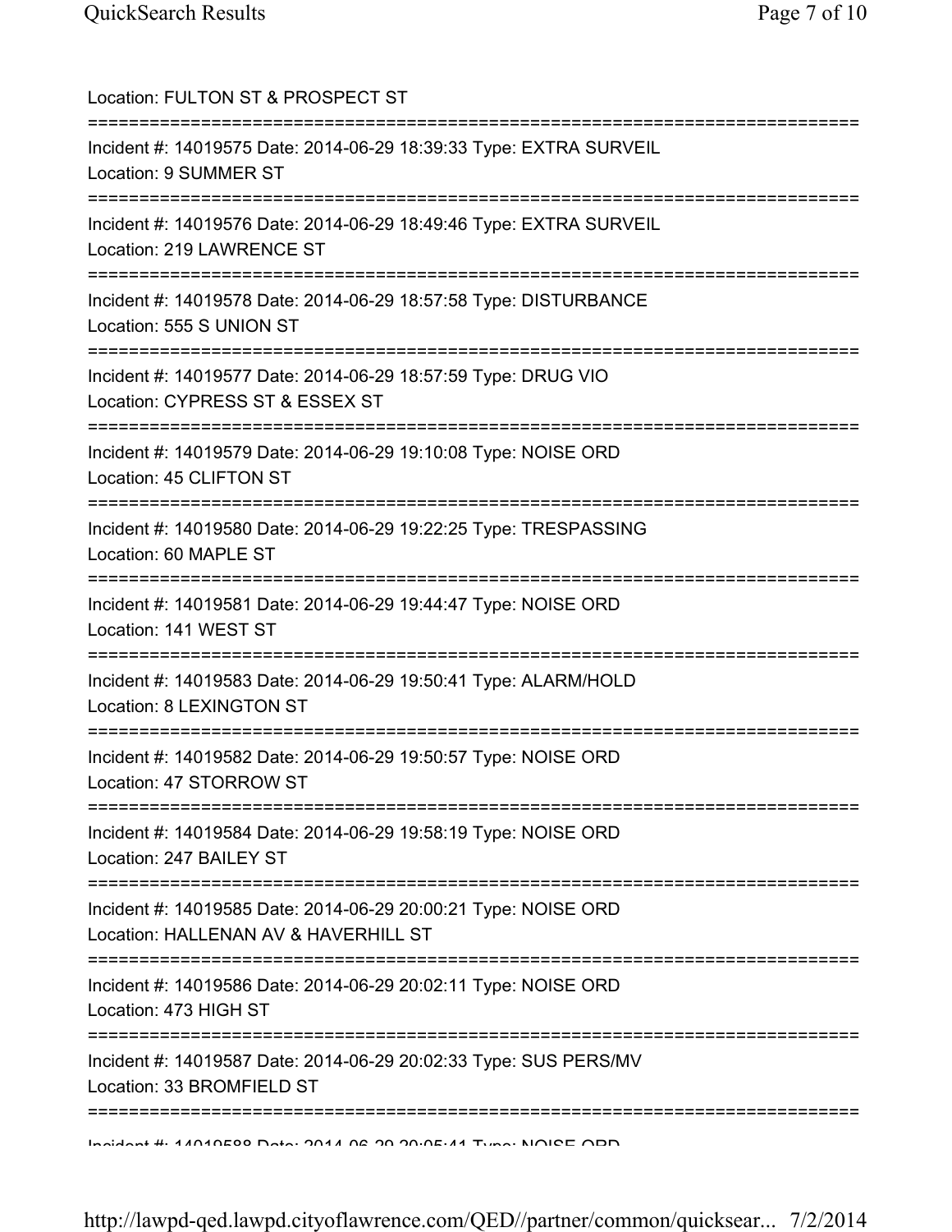Location: FULTON ST & PROSPECT ST

===========================================================================

Incident #: 14019575 Date: 2014-06-29 18:39:33 Type: EXTRA SURVEIL
Location: 9 SUMMER ST

===========================================================================

Incident #: 14019576 Date: 2014-06-29 18:49:46 Type: EXTRA SURVEIL
Location: 219 LAWRENCE ST

===========================================================================

Incident #: 14019578 Date: 2014-06-29 18:57:58 Type: DISTURBANCE
Location: 555 S UNION ST

===========================================================================

Incident #: 14019577 Date: 2014-06-29 18:57:59 Type: DRUG VIO
Location: CYPRESS ST & ESSEX ST

===========================================================================

Incident #: 14019579 Date: 2014-06-29 19:10:08 Type: NOISE ORD
Location: 45 CLIFTON ST

===========================================================================

Incident #: 14019580 Date: 2014-06-29 19:22:25 Type: TRESPASSING
Location: 60 MAPLE ST

===========================================================================

Incident #: 14019581 Date: 2014-06-29 19:44:47 Type: NOISE ORD
Location: 141 WEST ST

===========================================================================

Incident #: 14019583 Date: 2014-06-29 19:50:41 Type: ALARM/HOLD
Location: 8 LEXINGTON ST

===========================================================================

Incident #: 14019582 Date: 2014-06-29 19:50:57 Type: NOISE ORD
Location: 47 STORROW ST

===========================================================================

Incident #: 14019584 Date: 2014-06-29 19:58:19 Type: NOISE ORD
Location: 247 BAILEY ST

===========================================================================

Incident #: 14019585 Date: 2014-06-29 20:00:21 Type: NOISE ORD
Location: HALLENAN AV & HAVERHILL ST

===========================================================================

Incident #: 14019586 Date: 2014-06-29 20:02:11 Type: NOISE ORD
Location: 473 HIGH ST

===========================================================================

Incident #: 14019587 Date: 2014-06-29 20:02:33 Type: SUS PERS/MV
Location: 33 BROMFIELD ST

===========================================================================

Incident #: 14019588 Date: 2014-06-29 20:05:41 Type: NOISE ORD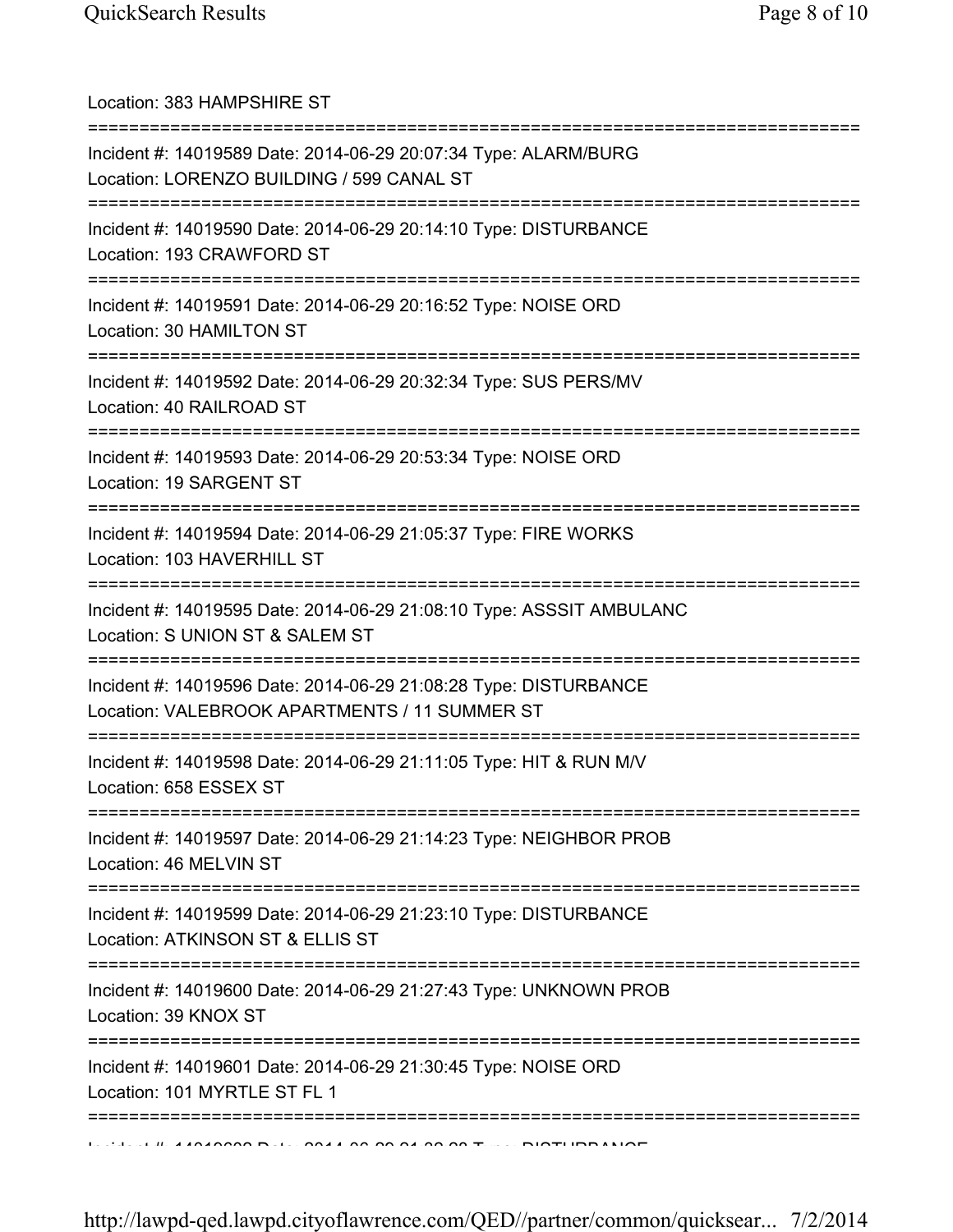Location: 383 HAMPSHIRE ST

===========================================================================

Incident #: 14019589 Date: 2014-06-29 20:07:34 Type: ALARM/BURG
Location: LORENZO BUILDING / 599 CANAL ST

===========================================================================

Incident #: 14019590 Date: 2014-06-29 20:14:10 Type: DISTURBANCE
Location: 193 CRAWFORD ST

===========================================================================

Incident #: 14019591 Date: 2014-06-29 20:16:52 Type: NOISE ORD
Location: 30 HAMILTON ST

===========================================================================

Incident #: 14019592 Date: 2014-06-29 20:32:34 Type: SUS PERS/MV
Location: 40 RAILROAD ST

===========================================================================

Incident #: 14019593 Date: 2014-06-29 20:53:34 Type: NOISE ORD
Location: 19 SARGENT ST

===========================================================================

Incident #: 14019594 Date: 2014-06-29 21:05:37 Type: FIRE WORKS
Location: 103 HAVERHILL ST

===========================================================================

Incident #: 14019595 Date: 2014-06-29 21:08:10 Type: ASSSIT AMBULANC
Location: S UNION ST & SALEM ST

===========================================================================

Incident #: 14019596 Date: 2014-06-29 21:08:28 Type: DISTURBANCE
Location: VALEBROOK APARTMENTS / 11 SUMMER ST

===========================================================================

Incident #: 14019598 Date: 2014-06-29 21:11:05 Type: HIT & RUN M/V
Location: 658 ESSEX ST

===========================================================================

Incident #: 14019597 Date: 2014-06-29 21:14:23 Type: NEIGHBOR PROB
Location: 46 MELVIN ST

===========================================================================

Incident #: 14019599 Date: 2014-06-29 21:23:10 Type: DISTURBANCE
Location: ATKINSON ST & ELLIS ST

===========================================================================

Incident #: 14019600 Date: 2014-06-29 21:27:43 Type: UNKNOWN PROB
Location: 39 KNOX ST

===========================================================================

Incident #: 14019601 Date: 2014-06-29 21:30:45 Type: NOISE ORD
Location: 101 MYRTLE ST FL 1

===========================================================================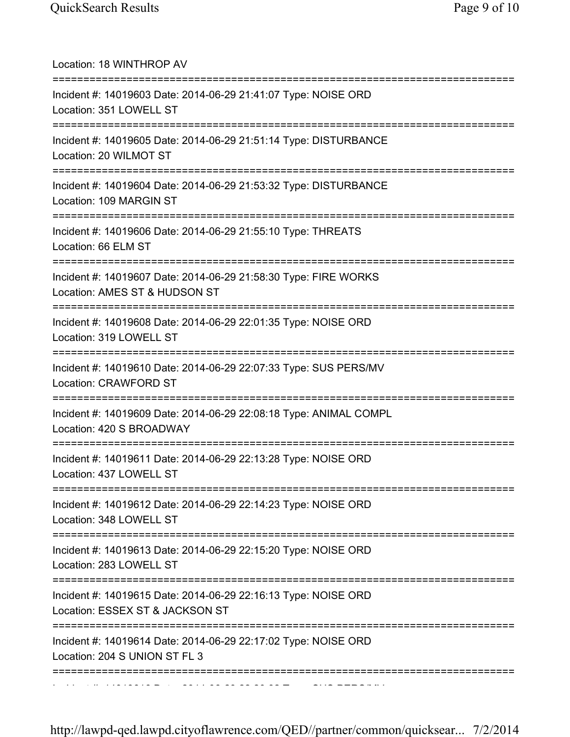Location: 18 WINTHROP AV

===========================================================================

Incident #: 14019603 Date: 2014-06-29 21:41:07 Type: NOISE ORD
Location: 351 LOWELL ST

===========================================================================

Incident #: 14019605 Date: 2014-06-29 21:51:14 Type: DISTURBANCE
Location: 20 WILMOT ST

===========================================================================

Incident #: 14019604 Date: 2014-06-29 21:53:32 Type: DISTURBANCE
Location: 109 MARGIN ST

===========================================================================

Incident #: 14019606 Date: 2014-06-29 21:55:10 Type: THREATS
Location: 66 ELM ST

===========================================================================

Incident #: 14019607 Date: 2014-06-29 21:58:30 Type: FIRE WORKS
Location: AMES ST & HUDSON ST

===========================================================================

Incident #: 14019608 Date: 2014-06-29 22:01:35 Type: NOISE ORD
Location: 319 LOWELL ST

===========================================================================

Incident #: 14019610 Date: 2014-06-29 22:07:33 Type: SUS PERS/MV
Location: CRAWFORD ST

===========================================================================

Incident #: 14019609 Date: 2014-06-29 22:08:18 Type: ANIMAL COMPL
Location: 420 S BROADWAY

===========================================================================

Incident #: 14019611 Date: 2014-06-29 22:13:28 Type: NOISE ORD
Location: 437 LOWELL ST

===========================================================================

Incident #: 14019612 Date: 2014-06-29 22:14:23 Type: NOISE ORD
Location: 348 LOWELL ST

===========================================================================

Incident #: 14019613 Date: 2014-06-29 22:15:20 Type: NOISE ORD
Location: 283 LOWELL ST

===========================================================================

Incident #: 14019615 Date: 2014-06-29 22:16:13 Type: NOISE ORD
Location: ESSEX ST & JACKSON ST

===========================================================================

Incident #: 14019614 Date: 2014-06-29 22:17:02 Type: NOISE ORD
Location: 204 S UNION ST FL 3

===========================================================================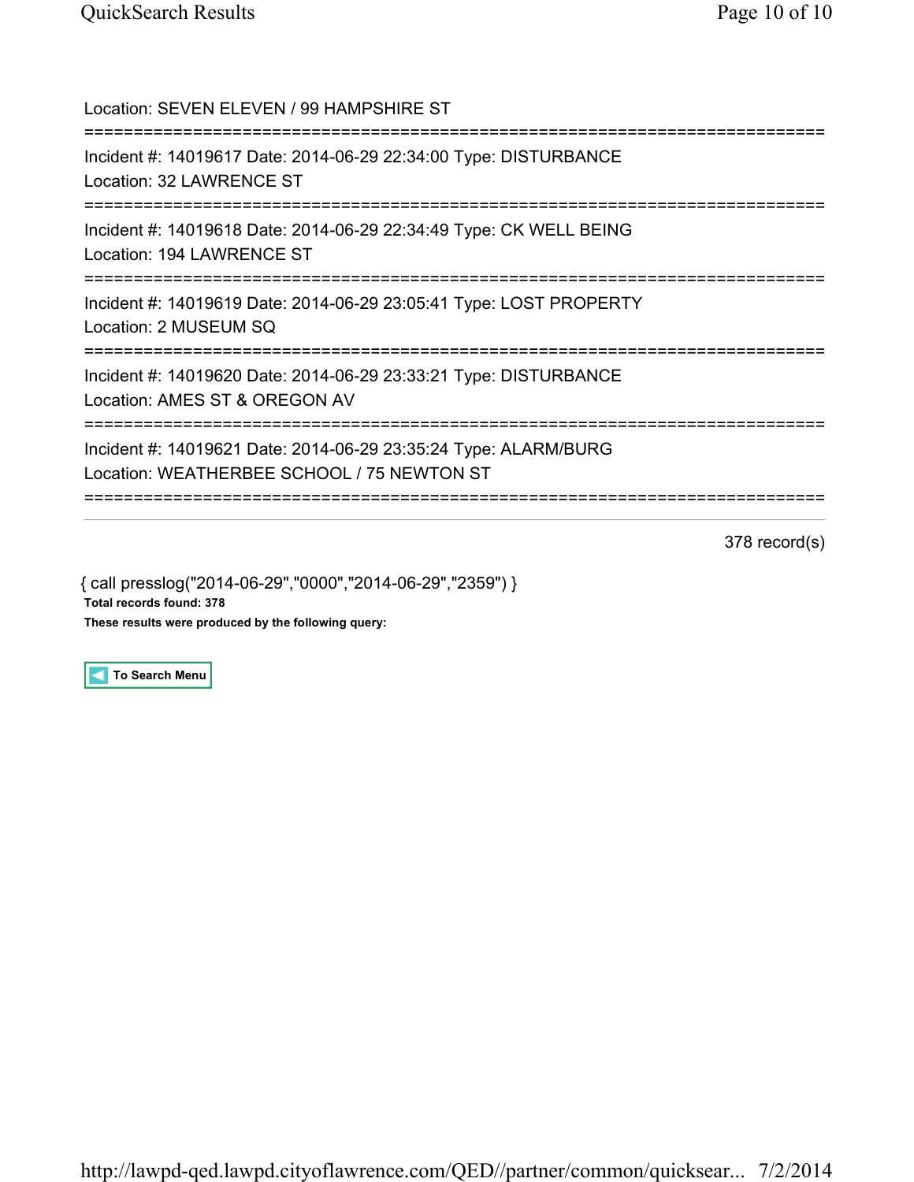Location: SEVEN ELEVEN / 99 HAMPSHIRE ST

===========================================================================

Incident #: 14019617 Date: 2014-06-29 22:34:00 Type: DISTURBANCE
Location: 32 LAWRENCE ST

===========================================================================

Incident #: 14019618 Date: 2014-06-29 22:34:49 Type: CK WELL BEING
Location: 194 LAWRENCE ST

===========================================================================

Incident #: 14019619 Date: 2014-06-29 23:05:41 Type: LOST PROPERTY
Location: 2 MUSEUM SQ

===========================================================================

Incident #: 14019620 Date: 2014-06-29 23:33:21 Type: DISTURBANCE
Location: AMES ST & OREGON AV

===========================================================================

Incident #: 14019621 Date: 2014-06-29 23:35:24 Type: ALARM/BURG
Location: WEATHERBEE SCHOOL / 75 NEWTON ST

===========================================================================

378 record(s)

{ call presslog("2014-06-29","0000","2014-06-29","2359") }

**Total records found: 378**

**These results were produced by the following query:**

To Search Menu